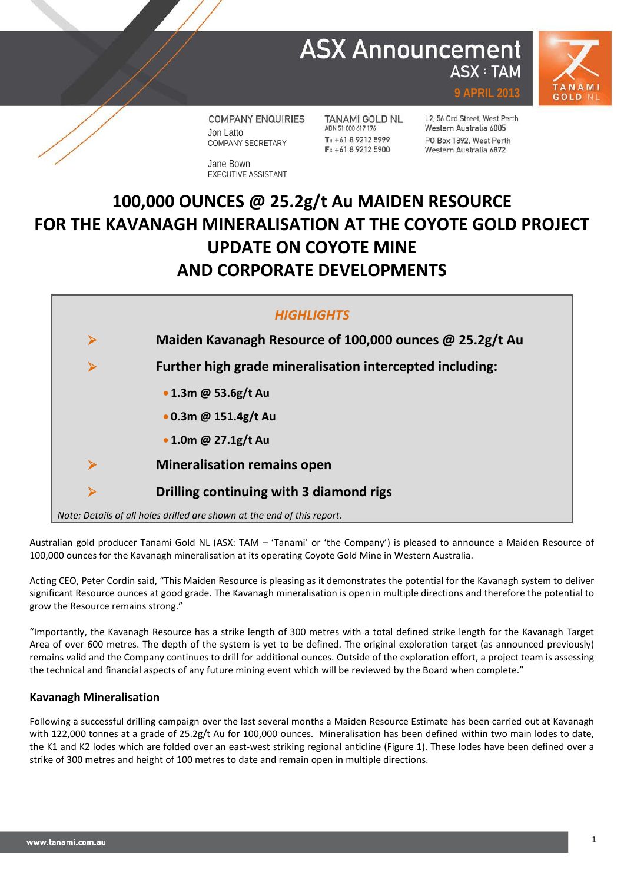# ASX Announcement

ASX : TAM

9 APRIL 2013

COMPANY ENQUIRIES
Jon Latto
COMPANY SECRETARY

Jane Bown
EXECUTIVE ASSISTANT

TANAMI GOLD NL
ABN 51 000 617 176
T: +61 8 9212 5999
F: +61 8 9212 5900

L2, 56 Ord Street, West Perth
Western Australia 6005
PO Box 1892, West Perth
Western Australia 6872

# 100,000 OUNCES @ 25.2g/t Au MAIDEN RESOURCE FOR THE KAVANAGH MINERALISATION AT THE COYOTE GOLD PROJECT UPDATE ON COYOTE MINE AND CORPORATE DEVELOPMENTS

## *HIGHLIGHTS*

- **Maiden Kavanagh Resource of 100,000 ounces @ 25.2g/t Au**
- **Further high grade mineralisation intercepted including:**
  - **1.3m @ 53.6g/t Au**
  - **0.3m @ 151.4g/t Au**
  - **1.0m @ 27.1g/t Au**
- **Mineralisation remains open**
- **Drilling continuing with 3 diamond rigs**

*Note: Details of all holes drilled are shown at the end of this report.*

Australian gold producer Tanami Gold NL (ASX: TAM – 'Tanami' or 'the Company') is pleased to announce a Maiden Resource of 100,000 ounces for the Kavanagh mineralisation at its operating Coyote Gold Mine in Western Australia.

Acting CEO, Peter Cordin said, "This Maiden Resource is pleasing as it demonstrates the potential for the Kavanagh system to deliver significant Resource ounces at good grade. The Kavanagh mineralisation is open in multiple directions and therefore the potential to grow the Resource remains strong."

"Importantly, the Kavanagh Resource has a strike length of 300 metres with a total defined strike length for the Kavanagh Target Area of over 600 metres. The depth of the system is yet to be defined. The original exploration target (as announced previously) remains valid and the Company continues to drill for additional ounces. Outside of the exploration effort, a project team is assessing the technical and financial aspects of any future mining event which will be reviewed by the Board when complete."

### Kavanagh Mineralisation

Following a successful drilling campaign over the last several months a Maiden Resource Estimate has been carried out at Kavanagh with 122,000 tonnes at a grade of 25.2g/t Au for 100,000 ounces. Mineralisation has been defined within two main lodes to date, the K1 and K2 lodes which are folded over an east-west striking regional anticline (Figure 1). These lodes have been defined over a strike of 300 metres and height of 100 metres to date and remain open in multiple directions.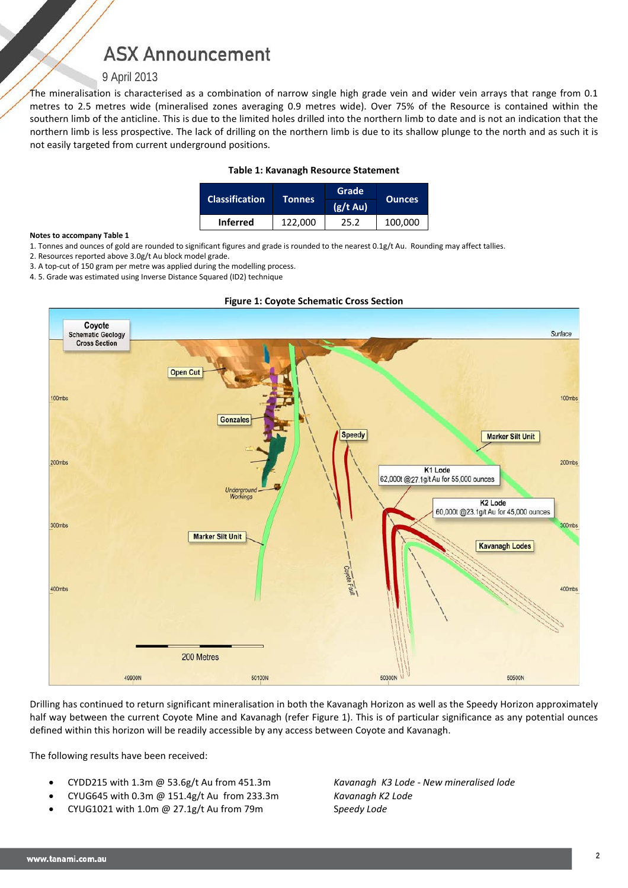The mineralisation is characterised as a combination of narrow single high grade vein and wider vein arrays that range from 0.1 metres to 2.5 metres wide (mineralised zones averaging 0.9 metres wide). Over 75% of the Resource is contained within the southern limb of the anticline. This is due to the limited holes drilled into the northern limb to date and is not an indication that the northern limb is less prospective. The lack of drilling on the northern limb is due to its shallow plunge to the north and as such it is not easily targeted from current underground positions.

**Table 1: Kavanagh Resource Statement**

| Classification | Tonnes | Grade (g/t Au) | Ounces |
|---|---|---|---|
| Inferred | 122,000 | 25.2 | 100,000 |

**Notes to accompany Table 1**

1. Tonnes and ounces of gold are rounded to significant figures and grade is rounded to the nearest 0.1g/t Au. Rounding may affect tallies.
2. Resources reported above 3.0g/t Au block model grade.
3. A top-cut of 150 gram per metre was applied during the modelling process.
4. 5. Grade was estimated using Inverse Distance Squared (ID2) technique

**Figure 1: Coyote Schematic Cross Section**

Drilling has continued to return significant mineralisation in both the Kavanagh Horizon as well as the Speedy Horizon approximately half way between the current Coyote Mine and Kavanagh (refer Figure 1). This is of particular significance as any potential ounces defined within this horizon will be readily accessible by any access between Coyote and Kavanagh.

The following results have been received:

- CYDD215 with 1.3m @ 53.6g/t Au from 451.3m — *Kavanagh K3 Lode - New mineralised lode*
- CYUG645 with 0.3m @ 151.4g/t Au from 233.3m — *Kavanagh K2 Lode*
- CYUG1021 with 1.0m @ 27.1g/t Au from 79m — *Speedy Lode*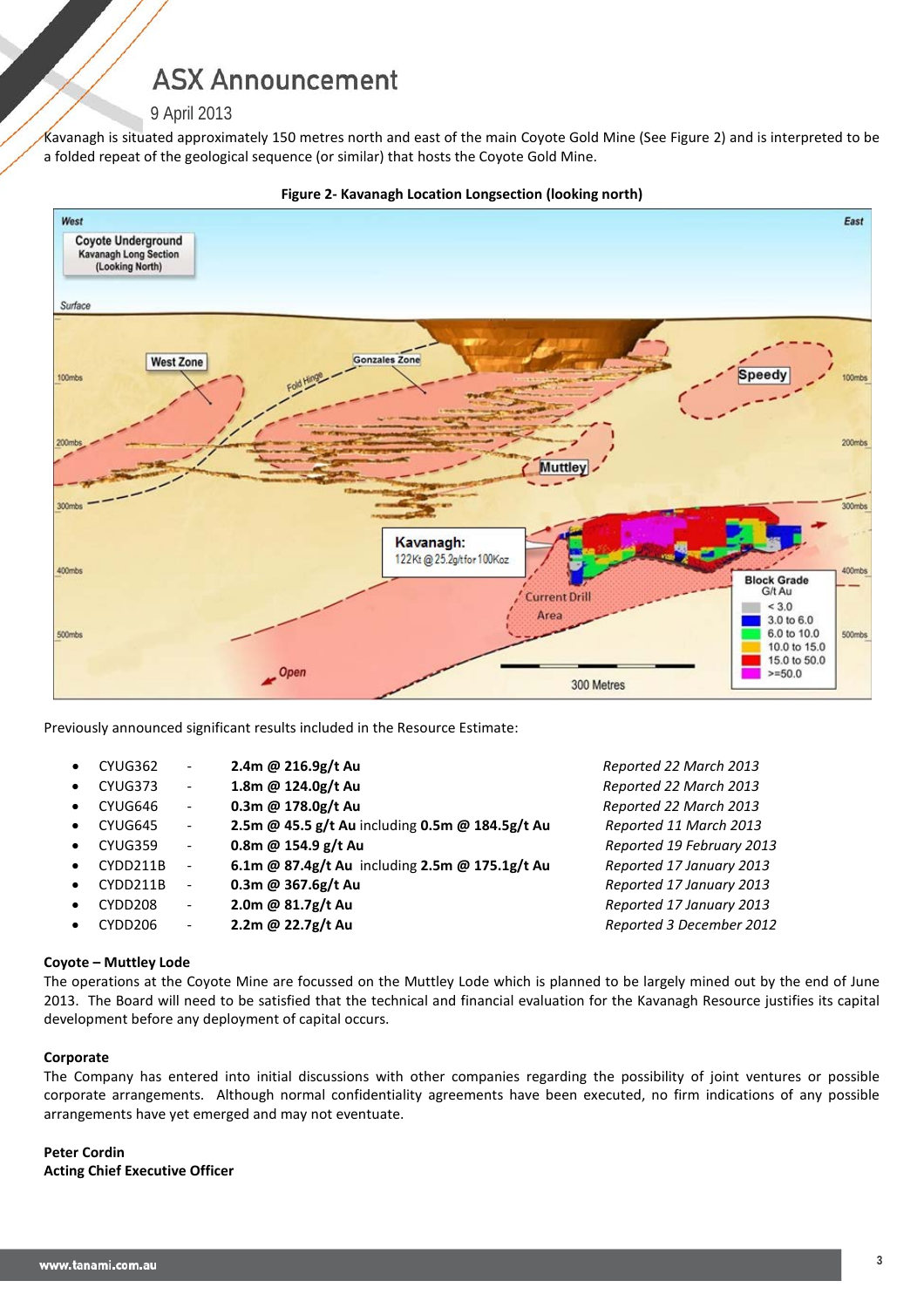Kavanagh is situated approximately 150 metres north and east of the main Coyote Gold Mine (See Figure 2) and is interpreted to be a folded repeat of the geological sequence (or similar) that hosts the Coyote Gold Mine.

**Figure 2- Kavanagh Location Longsection (looking north)**

Previously announced significant results included in the Resource Estimate:

- CYUG362 - **2.4m @ 216.9g/t Au** *Reported 22 March 2013*
- CYUG373 - **1.8m @ 124.0g/t Au** *Reported 22 March 2013*
- CYUG646 - **0.3m @ 178.0g/t Au** *Reported 22 March 2013*
- CYUG645 - **2.5m @ 45.5 g/t Au** including **0.5m @ 184.5g/t Au** *Reported 11 March 2013*
- CYUG359 - **0.8m @ 154.9 g/t Au** *Reported 19 February 2013*
- CYDD211B - **6.1m @ 87.4g/t Au** including **2.5m @ 175.1g/t Au** *Reported 17 January 2013*
- CYDD211B - **0.3m @ 367.6g/t Au** *Reported 17 January 2013*
- CYDD208 - **2.0m @ 81.7g/t Au** *Reported 17 January 2013*
- CYDD206 - **2.2m @ 22.7g/t Au** *Reported 3 December 2012*

**Coyote – Muttley Lode**

The operations at the Coyote Mine are focussed on the Muttley Lode which is planned to be largely mined out by the end of June 2013. The Board will need to be satisfied that the technical and financial evaluation for the Kavanagh Resource justifies its capital development before any deployment of capital occurs.

**Corporate**

The Company has entered into initial discussions with other companies regarding the possibility of joint ventures or possible corporate arrangements. Although normal confidentiality agreements have been executed, no firm indications of any possible arrangements have yet emerged and may not eventuate.

**Peter Cordin**
**Acting Chief Executive Officer**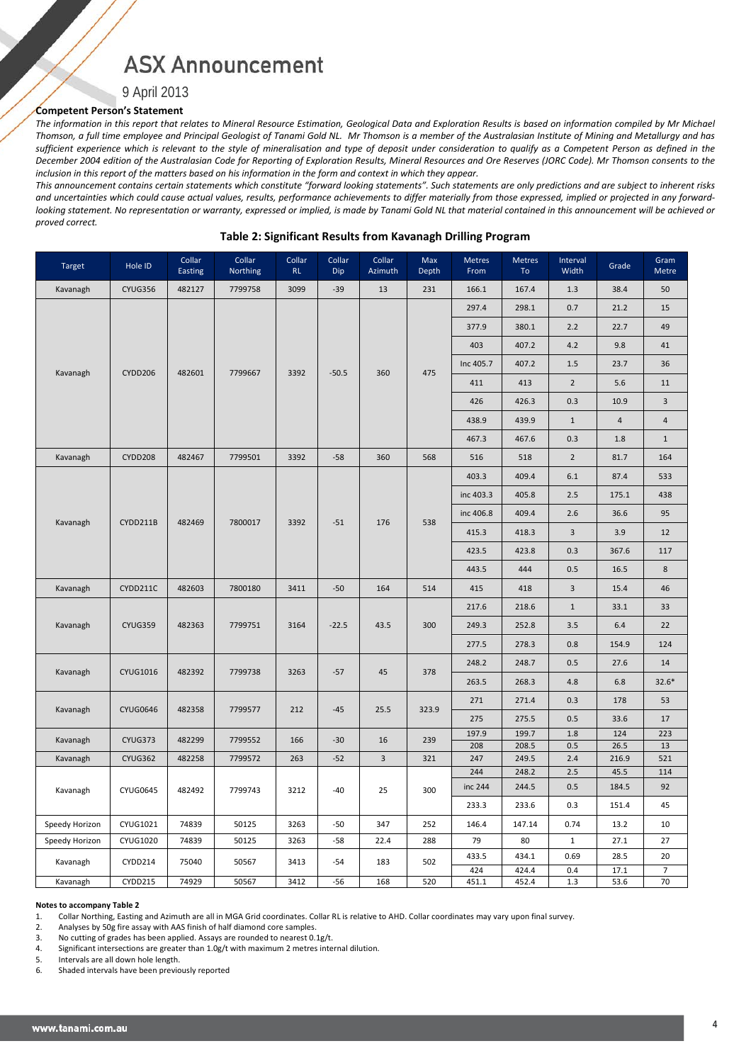# ASX Announcement

9 April 2013

**Competent Person's Statement**

*The information in this report that relates to Mineral Resource Estimation, Geological Data and Exploration Results is based on information compiled by Mr Michael Thomson, a full time employee and Principal Geologist of Tanami Gold NL. Mr Thomson is a member of the Australasian Institute of Mining and Metallurgy and has sufficient experience which is relevant to the style of mineralisation and type of deposit under consideration to qualify as a Competent Person as defined in the December 2004 edition of the Australasian Code for Reporting of Exploration Results, Mineral Resources and Ore Reserves (JORC Code). Mr Thomson consents to the inclusion in this report of the matters based on his information in the form and context in which they appear.*

*This announcement contains certain statements which constitute "forward looking statements". Such statements are only predictions and are subject to inherent risks and uncertainties which could cause actual values, results, performance achievements to differ materially from those expressed, implied or projected in any forward-looking statement. No representation or warranty, expressed or implied, is made by Tanami Gold NL that material contained in this announcement will be achieved or proved correct.*

**Table 2: Significant Results from Kavanagh Drilling Program**

| Target | Hole ID | Collar Easting | Collar Northing | Collar RL | Collar Dip | Collar Azimuth | Max Depth | Metres From | Metres To | Interval Width | Grade | Gram Metre |
|---|---|---|---|---|---|---|---|---|---|---|---|---|
| Kavanagh | CYUG356 | 482127 | 7799758 | 3099 | -39 | 13 | 231 | 166.1 | 167.4 | 1.3 | 38.4 | 50 |
| Kavanagh | CYDD206 | 482601 | 7799667 | 3392 | -50.5 | 360 | 475 | 297.4 | 298.1 | 0.7 | 21.2 | 15 |
| | | | | | | | | 377.9 | 380.1 | 2.2 | 22.7 | 49 |
| | | | | | | | | 403 | 407.2 | 4.2 | 9.8 | 41 |
| | | | | | | | | Inc 405.7 | 407.2 | 1.5 | 23.7 | 36 |
| | | | | | | | | 411 | 413 | 2 | 5.6 | 11 |
| | | | | | | | | 426 | 426.3 | 0.3 | 10.9 | 3 |
| | | | | | | | | 438.9 | 439.9 | 1 | 4 | 4 |
| | | | | | | | | 467.3 | 467.6 | 0.3 | 1.8 | 1 |
| Kavanagh | CYDD208 | 482467 | 7799501 | 3392 | -58 | 360 | 568 | 516 | 518 | 2 | 81.7 | 164 |
| Kavanagh | CYDD211B | 482469 | 7800017 | 3392 | -51 | 176 | 538 | 403.3 | 409.4 | 6.1 | 87.4 | 533 |
| | | | | | | | | inc 403.3 | 405.8 | 2.5 | 175.1 | 438 |
| | | | | | | | | inc 406.8 | 409.4 | 2.6 | 36.6 | 95 |
| | | | | | | | | 415.3 | 418.3 | 3 | 3.9 | 12 |
| | | | | | | | | 423.5 | 423.8 | 0.3 | 367.6 | 117 |
| | | | | | | | | 443.5 | 444 | 0.5 | 16.5 | 8 |
| Kavanagh | CYDD211C | 482603 | 7800180 | 3411 | -50 | 164 | 514 | 415 | 418 | 3 | 15.4 | 46 |
| Kavanagh | CYUG359 | 482363 | 7799751 | 3164 | -22.5 | 43.5 | 300 | 217.6 | 218.6 | 1 | 33.1 | 33 |
| | | | | | | | | 249.3 | 252.8 | 3.5 | 6.4 | 22 |
| | | | | | | | | 277.5 | 278.3 | 0.8 | 154.9 | 124 |
| Kavanagh | CYUG1016 | 482392 | 7799738 | 3263 | -57 | 45 | 378 | 248.2 | 248.7 | 0.5 | 27.6 | 14 |
| | | | | | | | | 263.5 | 268.3 | 4.8 | 6.8 | 32.6* |
| Kavanagh | CYUG0646 | 482358 | 7799577 | 212 | -45 | 25.5 | 323.9 | 271 | 271.4 | 0.3 | 178 | 53 |
| | | | | | | | | 275 | 275.5 | 0.5 | 33.6 | 17 |
| Kavanagh | CYUG373 | 482299 | 7799552 | 166 | -30 | 16 | 239 | 197.9 | 199.7 | 1.8 | 124 | 223 |
| | | | | | | | | 208 | 208.5 | 0.5 | 26.5 | 13 |
| Kavanagh | CYUG362 | 482258 | 7799572 | 263 | -52 | 3 | 321 | 247 | 249.5 | 2.4 | 216.9 | 521 |
| Kavanagh | CYUG0645 | 482492 | 7799743 | 3212 | -40 | 25 | 300 | 244 | 248.2 | 2.5 | 45.5 | 114 |
| | | | | | | | | inc 244 | 244.5 | 0.5 | 184.5 | 92 |
| | | | | | | | | 233.3 | 233.6 | 0.3 | 151.4 | 45 |
| Speedy Horizon | CYUG1021 | 74839 | 50125 | 3263 | -50 | 347 | 252 | 146.4 | 147.14 | 0.74 | 13.2 | 10 |
| Speedy Horizon | CYUG1020 | 74839 | 50125 | 3263 | -58 | 22.4 | 288 | 79 | 80 | 1 | 27.1 | 27 |
| Kavanagh | CYDD214 | 75040 | 50567 | 3413 | -54 | 183 | 502 | 433.5 | 434.1 | 0.69 | 28.5 | 20 |
| | | | | | | | | 424 | 424.4 | 0.4 | 17.1 | 7 |
| Kavanagh | CYDD215 | 74929 | 50567 | 3412 | -56 | 168 | 520 | 451.1 | 452.4 | 1.3 | 53.6 | 70 |

**Notes to accompany Table 2**

1. Collar Northing, Easting and Azimuth are all in MGA Grid coordinates. Collar RL is relative to AHD. Collar coordinates may vary upon final survey.
2. Analyses by 50g fire assay with AAS finish of half diamond core samples.
3. No cutting of grades has been applied. Assays are rounded to nearest 0.1g/t.
4. Significant intersections are greater than 1.0g/t with maximum 2 metres internal dilution.
5. Intervals are all down hole length.
6. Shaded intervals have been previously reported